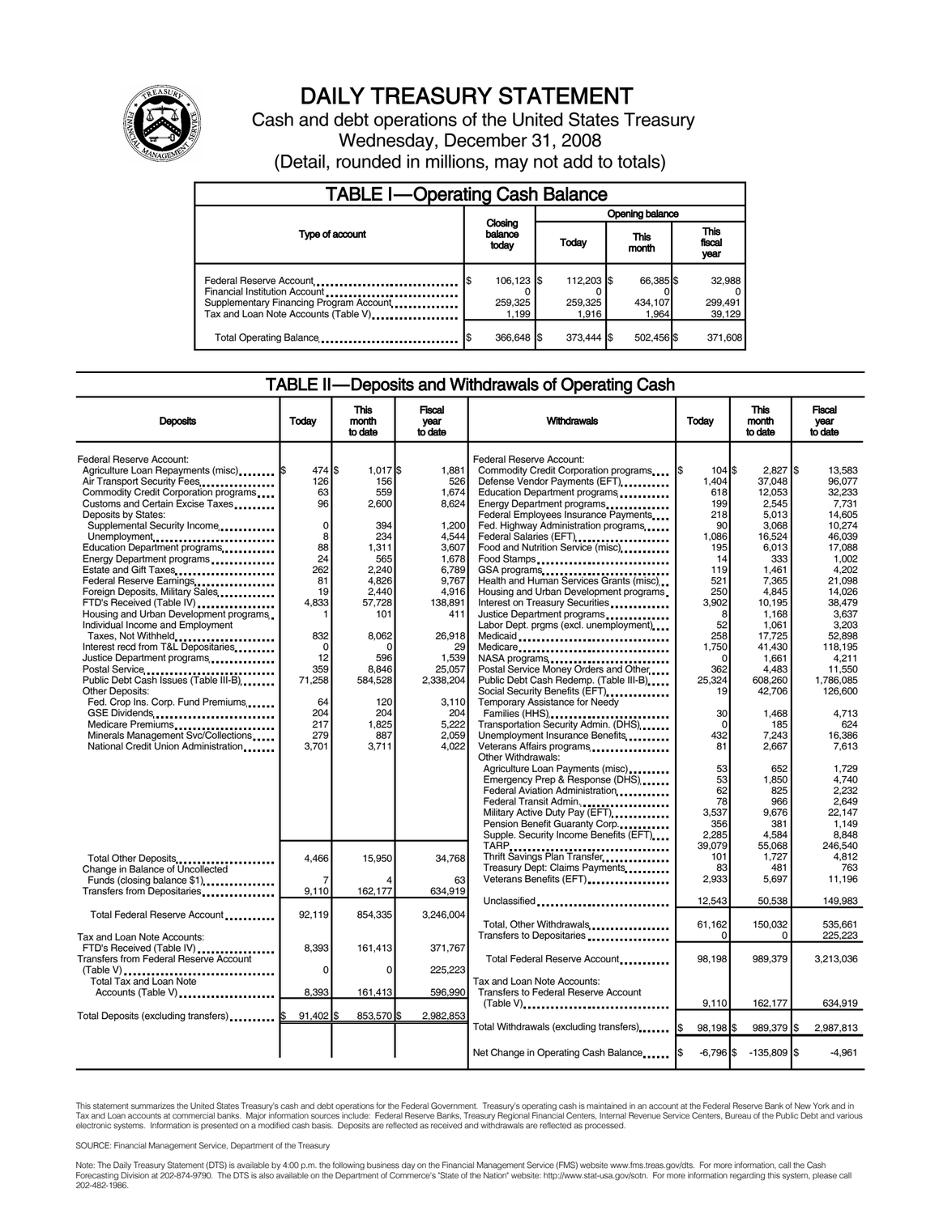# DAILY TREASURY STATEMENT

Cash and debt operations of the United States Treasury

Wednesday, December 31, 2008

(Detail, rounded in millions, may not add to totals)

## TABLE I—Operating Cash Balance

| Type of account | Closing balance today | Opening balance Today | Opening balance This month | Opening balance This fiscal year |
|---|---|---|---|---|
| Federal Reserve Account | $ 106,123 | $ 112,203 | $ 66,385 | $ 32,988 |
| Financial Institution Account | 0 | 0 | 0 | 0 |
| Supplementary Financing Program Account | 259,325 | 259,325 | 434,107 | 299,491 |
| Tax and Loan Note Accounts (Table V) | 1,199 | 1,916 | 1,964 | 39,129 |
| Total Operating Balance | $ 366,648 | $ 373,444 | $ 502,456 | $ 371,608 |

## TABLE II—Deposits and Withdrawals of Operating Cash

| Deposits | Today | This month to date | Fiscal year to date |
|---|---|---|---|
| Federal Reserve Account: | | | |
| Agriculture Loan Repayments (misc) | $ 474 | $ 1,017 | $ 1,881 |
| Air Transport Security Fees | 126 | 156 | 526 |
| Commodity Credit Corporation programs | 63 | 559 | 1,674 |
| Customs and Certain Excise Taxes | 96 | 2,600 | 8,624 |
| Deposits by States: | | | |
| Supplemental Security Income | 0 | 394 | 1,200 |
| Unemployment | 8 | 234 | 4,544 |
| Education Department programs | 88 | 1,311 | 3,607 |
| Energy Department programs | 24 | 565 | 1,678 |
| Estate and Gift Taxes | 262 | 2,240 | 6,789 |
| Federal Reserve Earnings | 81 | 4,826 | 9,767 |
| Foreign Deposits, Military Sales | 19 | 2,440 | 4,916 |
| FTD's Received (Table IV) | 4,833 | 57,728 | 138,891 |
| Housing and Urban Development programs | 1 | 101 | 411 |
| Individual Income and Employment Taxes, Not Withheld | 832 | 8,062 | 26,918 |
| Interest recd from T&L Depositaries | 0 | 0 | 29 |
| Justice Department programs | 12 | 596 | 1,539 |
| Postal Service | 359 | 8,846 | 25,057 |
| Public Debt Cash Issues (Table III-B) | 71,258 | 584,528 | 2,338,204 |
| Other Deposits: | | | |
| Fed. Crop Ins. Corp. Fund Premiums | 64 | 120 | 3,110 |
| GSE Dividends | 204 | 204 | 204 |
| Medicare Premiums | 217 | 1,825 | 5,222 |
| Minerals Management Svc/Collections | 279 | 887 | 2,059 |
| National Credit Union Administration | 3,701 | 3,711 | 4,022 |
| Total Other Deposits | 4,466 | 15,950 | 34,768 |
| Change in Balance of Uncollected Funds (closing balance $1) | 7 | 4 | 63 |
| Transfers from Depositaries | 9,110 | 162,177 | 634,919 |
| Total Federal Reserve Account | 92,119 | 854,335 | 3,246,004 |
| Tax and Loan Note Accounts: | | | |
| FTD's Received (Table IV) | 8,393 | 161,413 | 371,767 |
| Transfers from Federal Reserve Account (Table V) | 0 | 0 | 225,223 |
| Total Tax and Loan Note Accounts (Table V) | 8,393 | 161,413 | 596,990 |
| Total Deposits (excluding transfers) | $ 91,402 | $ 853,570 | $ 2,982,853 |

| Withdrawals | Today | This month to date | Fiscal year to date |
|---|---|---|---|
| Federal Reserve Account: | | | |
| Commodity Credit Corporation programs | $ 104 | $ 2,827 | $ 13,583 |
| Defense Vendor Payments (EFT) | 1,404 | 37,048 | 96,077 |
| Education Department programs | 618 | 12,053 | 32,233 |
| Energy Department programs | 199 | 2,545 | 7,731 |
| Federal Employees Insurance Payments | 218 | 5,013 | 14,605 |
| Fed. Highway Administration programs | 90 | 3,068 | 10,274 |
| Federal Salaries (EFT) | 1,086 | 16,524 | 46,039 |
| Food and Nutrition Service (misc) | 195 | 6,013 | 17,088 |
| Food Stamps | 14 | 333 | 1,002 |
| GSA programs | 119 | 1,461 | 4,202 |
| Health and Human Services Grants (misc) | 521 | 7,365 | 21,098 |
| Housing and Urban Development programs | 250 | 4,845 | 14,026 |
| Interest on Treasury Securities | 3,902 | 10,195 | 38,479 |
| Justice Department programs | 8 | 1,168 | 3,637 |
| Labor Dept. prgms (excl. unemployment) | 52 | 1,061 | 3,203 |
| Medicaid | 258 | 17,725 | 52,898 |
| Medicare | 1,750 | 41,430 | 118,195 |
| NASA programs | 0 | 1,661 | 4,211 |
| Postal Service Money Orders and Other | 362 | 4,483 | 11,550 |
| Public Debt Cash Redemp. (Table III-B) | 25,324 | 608,260 | 1,786,085 |
| Social Security Benefits (EFT) | 19 | 42,706 | 126,600 |
| Temporary Assistance for Needy Families (HHS) | 30 | 1,468 | 4,713 |
| Transportation Security Admin. (DHS) | 0 | 185 | 624 |
| Unemployment Insurance Benefits | 432 | 7,243 | 16,386 |
| Veterans Affairs programs | 81 | 2,667 | 7,613 |
| Other Withdrawals: | | | |
| Agriculture Loan Payments (misc) | 53 | 652 | 1,729 |
| Emergency Prep & Response (DHS) | 53 | 1,850 | 4,740 |
| Federal Aviation Administration | 62 | 825 | 2,232 |
| Federal Transit Admin. | 78 | 966 | 2,649 |
| Military Active Duty Pay (EFT) | 3,537 | 9,676 | 22,147 |
| Pension Benefit Guaranty Corp. | 356 | 381 | 1,149 |
| Supple. Security Income Benefits (EFT) | 2,285 | 4,584 | 8,848 |
| TARP | 39,079 | 55,068 | 246,540 |
| Thrift Savings Plan Transfer | 101 | 1,727 | 4,812 |
| Treasury Dept: Claims Payments | 83 | 481 | 763 |
| Veterans Benefits (EFT) | 2,933 | 5,697 | 11,196 |
| Unclassified | 12,543 | 50,538 | 149,983 |
| Total, Other Withdrawals | 61,162 | 150,032 | 535,661 |
| Transfers to Depositaries | 0 | 0 | 225,223 |
| Total Federal Reserve Account | 98,198 | 989,379 | 3,213,036 |
| Tax and Loan Note Accounts: | | | |
| Transfers to Federal Reserve Account (Table V) | 9,110 | 162,177 | 634,919 |
| Total Withdrawals (excluding transfers) | $ 98,198 | $ 989,379 | $ 2,987,813 |
| Net Change in Operating Cash Balance | $ -6,796 | $ -135,809 | $ -4,961 |

This statement summarizes the United States Treasury's cash and debt operations for the Federal Government. Treasury's operating cash is maintained in an account at the Federal Reserve Bank of New York and in Tax and Loan accounts at commercial banks. Major information sources include: Federal Reserve Banks, Treasury Regional Financial Centers, Internal Revenue Service Centers, Bureau of the Public Debt and various electronic systems. Information is presented on a modified cash basis. Deposits are reflected as received and withdrawals are reflected as processed.

SOURCE: Financial Management Service, Department of the Treasury

Note: The Daily Treasury Statement (DTS) is available by 4:00 p.m. the following business day on the Financial Management Service (FMS) website www.fms.treas.gov/dts. For more information, call the Cash Forecasting Division at 202-874-9790. The DTS is also available on the Department of Commerce's "State of the Nation" website: http://www.stat-usa.gov/sotn. For more information regarding this system, please call 202-482-1986.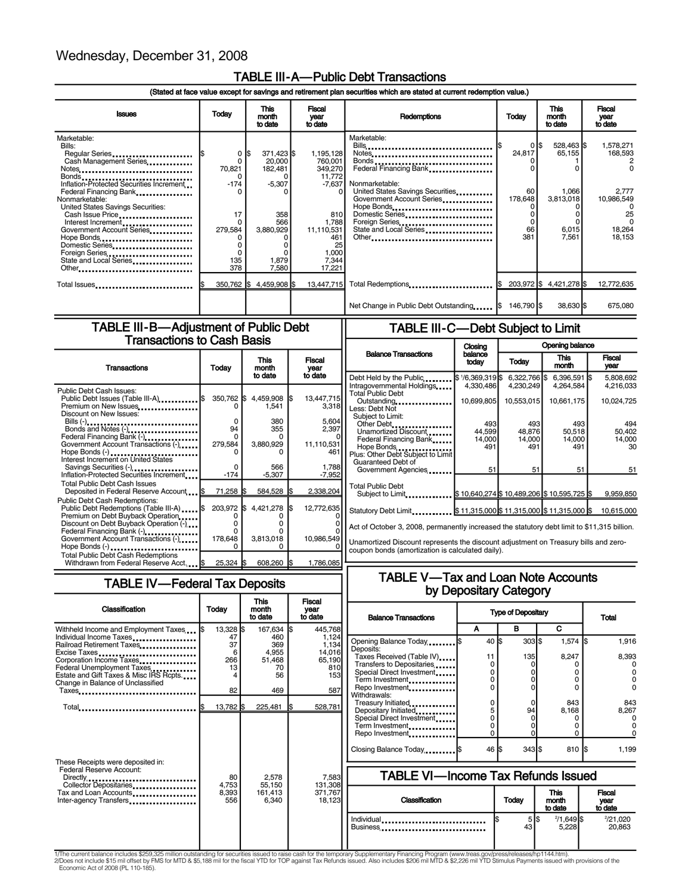Wednesday, December 31, 2008

## TABLE III-A—Public Debt Transactions

(Stated at face value except for savings and retirement plan securities which are stated at current redemption value.)

| Issues | Today | This month to date | Fiscal year to date |
|---|---|---|---|
| Marketable: | | | |
| Bills: | | | |
| Regular Series | $ 0 | $ 371,423 | $ 1,195,128 |
| Cash Management Series | 0 | 20,000 | 760,001 |
| Notes | 70,821 | 182,481 | 349,270 |
| Bonds | 0 | 0 | 11,772 |
| Inflation-Protected Securities Increment | -174 | -5,307 | -7,637 |
| Federal Financing Bank | 0 | 0 | 0 |
| Nonmarketable: | | | |
| United States Savings Securities: | | | |
| Cash Issue Price | 17 | 358 | 810 |
| Interest Increment | 0 | 566 | 1,788 |
| Government Account Series | 279,584 | 3,880,929 | 11,110,531 |
| Hope Bonds | 0 | 0 | 461 |
| Domestic Series | 0 | 0 | 25 |
| Foreign Series | 0 | 0 | 1,000 |
| State and Local Series | 135 | 1,879 | 7,344 |
| Other | 378 | 7,580 | 17,221 |
| Total Issues | $ 350,762 | $ 4,459,908 | $ 13,447,715 |

| Redemptions | Today | This month to date | Fiscal year to date |
|---|---|---|---|
| Marketable: | | | |
| Bills | $ 0 | $ 528,463 | $ 1,578,271 |
| Notes | 24,817 | 65,155 | 168,593 |
| Bonds | 0 | 1 | 2 |
| Federal Financing Bank | 0 | 0 | 0 |
| Nonmarketable: | | | |
| United States Savings Securities | 60 | 1,066 | 2,777 |
| Government Account Series | 178,648 | 3,813,018 | 10,986,549 |
| Hope Bonds | 0 | 0 | 0 |
| Domestic Series | 0 | 0 | 25 |
| Foreign Series | 0 | 0 | 0 |
| State and Local Series | 66 | 6,015 | 18,264 |
| Other | 381 | 7,561 | 18,153 |
| Total Redemptions | $ 203,972 | $ 4,421,278 | $ 12,772,635 |
| Net Change in Public Debt Outstanding | $ 146,790 | $ 38,630 | $ 675,080 |

## TABLE III-B—Adjustment of Public Debt Transactions to Cash Basis

| Transactions | Today | This month to date | Fiscal year to date |
|---|---|---|---|
| Public Debt Cash Issues: | | | |
| Public Debt Issues (Table III-A) | $ 350,762 | $ 4,459,908 | $ 13,447,715 |
| Premium on New Issues | 0 | 1,541 | 3,318 |
| Discount on New Issues: | | | |
| Bills (-) | 0 | 380 | 5,604 |
| Bonds and Notes (-) | 94 | 355 | 2,397 |
| Federal Financing Bank (-) | 0 | 0 | 0 |
| Government Account Transactions (-) | 279,584 | 3,880,929 | 11,110,531 |
| Hope Bonds (-) | 0 | 0 | 461 |
| Interest Increment on United States Savings Securities (-) | 0 | 566 | 1,788 |
| Inflation-Protected Securities Increment | -174 | -5,307 | -7,952 |
| Total Public Debt Cash Issues Deposited in Federal Reserve Account | $ 71,258 | $ 584,528 | $ 2,338,204 |
| Public Debt Cash Redemptions: | | | |
| Public Debt Redemptions (Table III-A) | $ 203,972 | $ 4,421,278 | $ 12,772,635 |
| Premium on Debt Buyback Operation | 0 | 0 | 0 |
| Discount on Debt Buyback Operation (-) | 0 | 0 | 0 |
| Federal Financing Bank (-) | 0 | 0 | 0 |
| Government Account Transactions (-) | 178,648 | 3,813,018 | 10,986,549 |
| Hope Bonds (-) | 0 | 0 | 0 |
| Total Public Debt Cash Redemptions Withdrawn from Federal Reserve Acct. | $ 25,324 | $ 608,260 | $ 1,786,085 |

## TABLE III-C—Debt Subject to Limit

| Balance Transactions | Closing balance today | Opening balance Today | Opening balance This month | Opening balance Fiscal year |
|---|---|---|---|---|
| Debt Held by the Public | $ [1]6,369,319 | $ 6,322,766 | $ 6,396,591 | $ 5,808,692 |
| Intragovernmental Holdings | 4,330,486 | 4,230,249 | 4,264,584 | 4,216,033 |
| Total Public Debt Outstanding | 10,699,805 | 10,553,015 | 10,661,175 | 10,024,725 |
| Less: Debt Not Subject to Limit: | | | | |
| Other Debt | 493 | 493 | 493 | 494 |
| Unamortized Discount | 44,599 | 48,876 | 50,518 | 50,402 |
| Federal Financing Bank | 14,000 | 14,000 | 14,000 | 14,000 |
| Hope Bonds | 491 | 491 | 491 | 30 |
| Plus: Other Debt Subject to Limit | | | | |
| Guaranteed Debt of Government Agencies | 51 | 51 | 51 | 51 |
| Total Public Debt Subject to Limit | $ 10,640,274 | $ 10,489,206 | $ 10,595,725 | $ 9,959,850 |
| Statutory Debt Limit | $ 11,315,000 | $ 11,315,000 | $ 11,315,000 | $ 10,615,000 |

Act of October 3, 2008, permanently increased the statutory debt limit to $11,315 billion.

Unamortized Discount represents the discount adjustment on Treasury bills and zero-coupon bonds (amortization is calculated daily).

## TABLE IV—Federal Tax Deposits

| Classification | Today | This month to date | Fiscal year to date |
|---|---|---|---|
| Withheld Income and Employment Taxes | $ 13,328 | $ 167,634 | $ 445,768 |
| Individual Income Taxes | 47 | 460 | 1,124 |
| Railroad Retirement Taxes | 37 | 369 | 1,134 |
| Excise Taxes | 6 | 4,955 | 14,016 |
| Corporation Income Taxes | 266 | 51,468 | 65,190 |
| Federal Unemployment Taxes | 13 | 70 | 810 |
| Estate and Gift Taxes & Misc IRS Rcpts. | 4 | 56 | 153 |
| Change in Balance of Unclassified Taxes | 82 | 469 | 587 |
| Total | $ 13,782 | $ 225,481 | $ 528,781 |
| These Receipts were deposited in: | | | |
| Federal Reserve Account: | | | |
| Directly | 80 | 2,578 | 7,583 |
| Collector Depositaries | 4,753 | 55,150 | 131,308 |
| Tax and Loan Accounts | 8,393 | 161,413 | 371,767 |
| Inter-agency Transfers | 556 | 6,340 | 18,123 |

## TABLE V—Tax and Loan Note Accounts by Depositary Category

| Balance Transactions | Type of Depositary A | B | C | Total |
|---|---|---|---|---|
| Opening Balance Today | $ 40 | $ 303 | $ 1,574 | $ 1,916 |
| Deposits: | | | | |
| Taxes Received (Table IV) | 11 | 135 | 8,247 | 8,393 |
| Transfers to Depositaries | 0 | 0 | 0 | 0 |
| Special Direct Investment | 0 | 0 | 0 | 0 |
| Term Investment | 0 | 0 | 0 | 0 |
| Repo Investment | 0 | 0 | 0 | 0 |
| Withdrawals: | | | | |
| Treasury Initiated | 0 | 0 | 843 | 843 |
| Depositary Initiated | 5 | 94 | 8,168 | 8,267 |
| Special Direct Investment | 0 | 0 | 0 | 0 |
| Term Investment | 0 | 0 | 0 | 0 |
| Repo Investment | 0 | 0 | 0 | 0 |
| Closing Balance Today | $ 46 | $ 343 | $ 810 | $ 1,199 |

## TABLE VI—Income Tax Refunds Issued

| Classification | Today | This month to date | Fiscal year to date |
|---|---|---|---|
| Individual | $ 5 | $ [2]1,649 | $ [2]21,020 |
| Business | 43 | 5,228 | 20,863 |

1/The current balance includes $259,325 million outstanding for securities issued to raise cash for the temporary Supplementary Financing Program (www.treas.gov/press/releases/hp1144.htm).
2/Does not include $15 mil offset by FMS for MTD & $5,188 mil for the fiscal YTD for TOP against Tax Refunds issued. Also includes $206 mil MTD & $2,226 mil YTD Stimulus Payments issued with provisions of the Economic Act of 2008 (PL 110-185).